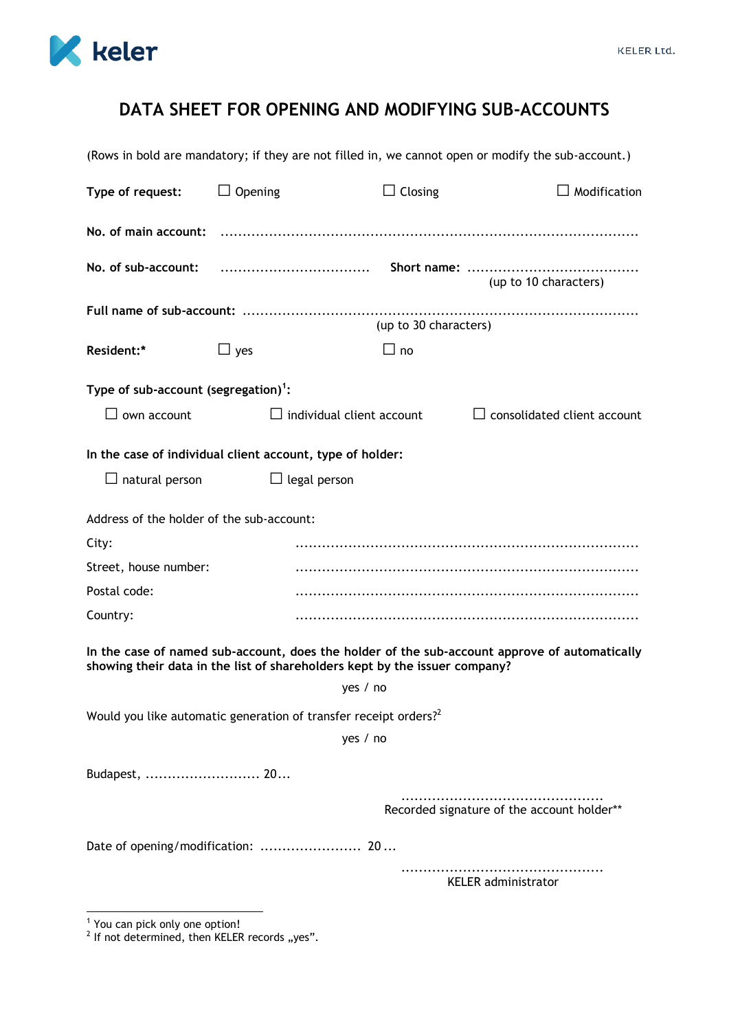# DATA SHEET FOR OPENING AND MODIFYING SUB-ACCOUNTS

(Rows in bold are mandatory; if they are not filled in, we cannot open or modify the sub-account.)

**Type of request:** ☐ Opening ☐ Closing ☐ Modification

**No. of main account:** ..............................................................................................

**No. of sub-account:** .................................. **Short name:** .......................................
(up to 10 characters)

**Full name of sub-account:** .........................................................................................
(up to 30 characters)

**Resident:*** ☐ yes ☐ no

**Type of sub-account (segregation)[1]:**

☐ own account ☐ individual client account ☐ consolidated client account

**In the case of individual client account, type of holder:**

☐ natural person ☐ legal person

Address of the holder of the sub-account:

City: .............................................................................

Street, house number: .............................................................................

Postal code: .............................................................................

Country: .............................................................................

**In the case of named sub-account, does the holder of the sub-account approve of automatically showing their data in the list of shareholders kept by the issuer company?**

yes / no

Would you like automatic generation of transfer receipt orders?[2]

yes / no

Budapest, .......................... 20...

.............................................
Recorded signature of the account holder**

Date of opening/modification: ....................... 20 ...

.............................................
KELER administrator

---

[1] You can pick only one option!

[2] If not determined, then KELER records „yes".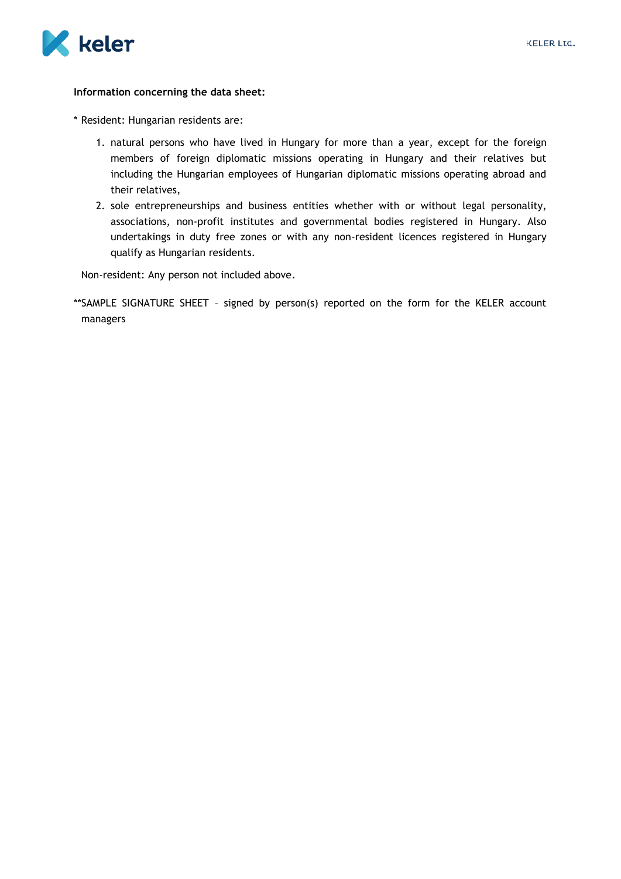**Information concerning the data sheet:**

* Resident: Hungarian residents are:

1. natural persons who have lived in Hungary for more than a year, except for the foreign members of foreign diplomatic missions operating in Hungary and their relatives but including the Hungarian employees of Hungarian diplomatic missions operating abroad and their relatives,
2. sole entrepreneurships and business entities whether with or without legal personality, associations, non-profit institutes and governmental bodies registered in Hungary. Also undertakings in duty free zones or with any non-resident licences registered in Hungary qualify as Hungarian residents.

Non-resident: Any person not included above.

**SAMPLE SIGNATURE SHEET – signed by person(s) reported on the form for the KELER account managers